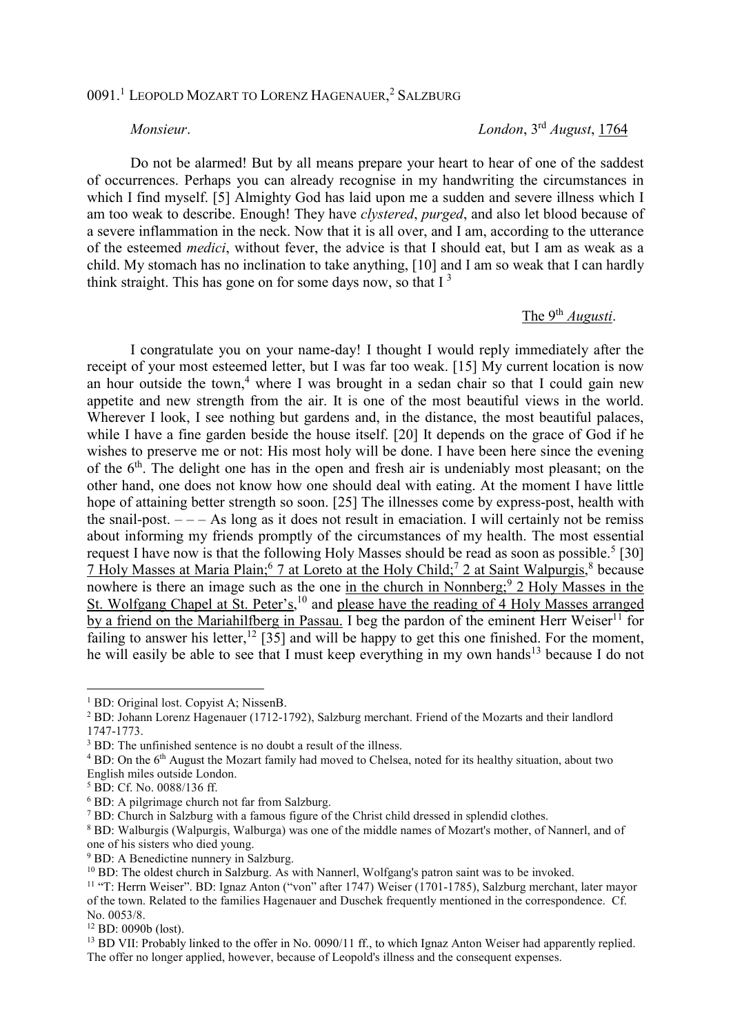0091.[1] LEOPOLD MOZART TO LORENZ HAGENAUER,[2] SALZBURG

*Monsieur*. *London*, 3rd *August*, 1764

Do not be alarmed! But by all means prepare your heart to hear of one of the saddest of occurrences. Perhaps you can already recognise in my handwriting the circumstances in which I find myself. [5] Almighty God has laid upon me a sudden and severe illness which I am too weak to describe. Enough! They have *clystered*, *purged*, and also let blood because of a severe inflammation in the neck. Now that it is all over, and I am, according to the utterance of the esteemed *medici*, without fever, the advice is that I should eat, but I am as weak as a child. My stomach has no inclination to take anything, [10] and I am so weak that I can hardly think straight. This has gone on for some days now, so that I [3]

The 9th *Augusti*.

I congratulate you on your name-day! I thought I would reply immediately after the receipt of your most esteemed letter, but I was far too weak. [15] My current location is now an hour outside the town,[4] where I was brought in a sedan chair so that I could gain new appetite and new strength from the air. It is one of the most beautiful views in the world. Wherever I look, I see nothing but gardens and, in the distance, the most beautiful palaces, while I have a fine garden beside the house itself. [20] It depends on the grace of God if he wishes to preserve me or not: His most holy will be done. I have been here since the evening of the 6th. The delight one has in the open and fresh air is undeniably most pleasant; on the other hand, one does not know how one should deal with eating. At the moment I have little hope of attaining better strength so soon. [25] The illnesses come by express-post, health with the snail-post. – – – As long as it does not result in emaciation. I will certainly not be remiss about informing my friends promptly of the circumstances of my health. The most essential request I have now is that the following Holy Masses should be read as soon as possible.[5] [30] 7 Holy Masses at Maria Plain;[6] 7 at Loreto at the Holy Child;[7] 2 at Saint Walpurgis,[8] because nowhere is there an image such as the one in the church in Nonnberg;[9] 2 Holy Masses in the St. Wolfgang Chapel at St. Peter's,[10] and please have the reading of 4 Holy Masses arranged by a friend on the Mariahilfberg in Passau. I beg the pardon of the eminent Herr Weiser[11] for failing to answer his letter,[12] [35] and will be happy to get this one finished. For the moment, he will easily be able to see that I must keep everything in my own hands[13] because I do not

---

[1] BD: Original lost. Copyist A; NissenB.

[2] BD: Johann Lorenz Hagenauer (1712-1792), Salzburg merchant. Friend of the Mozarts and their landlord 1747-1773.

[3] BD: The unfinished sentence is no doubt a result of the illness.

[4] BD: On the 6th August the Mozart family had moved to Chelsea, noted for its healthy situation, about two English miles outside London.

[5] BD: Cf. No. 0088/136 ff.

[6] BD: A pilgrimage church not far from Salzburg.

[7] BD: Church in Salzburg with a famous figure of the Christ child dressed in splendid clothes.

[8] BD: Walburgis (Walpurgis, Walburga) was one of the middle names of Mozart's mother, of Nannerl, and of one of his sisters who died young.

[9] BD: A Benedictine nunnery in Salzburg.

[10] BD: The oldest church in Salzburg. As with Nannerl, Wolfgang's patron saint was to be invoked.

[11] "T: Herrn Weiser". BD: Ignaz Anton ("von" after 1747) Weiser (1701-1785), Salzburg merchant, later mayor of the town. Related to the families Hagenauer and Duschek frequently mentioned in the correspondence. Cf. No. 0053/8.

[12] BD: 0090b (lost).

[13] BD VII: Probably linked to the offer in No. 0090/11 ff., to which Ignaz Anton Weiser had apparently replied. The offer no longer applied, however, because of Leopold's illness and the consequent expenses.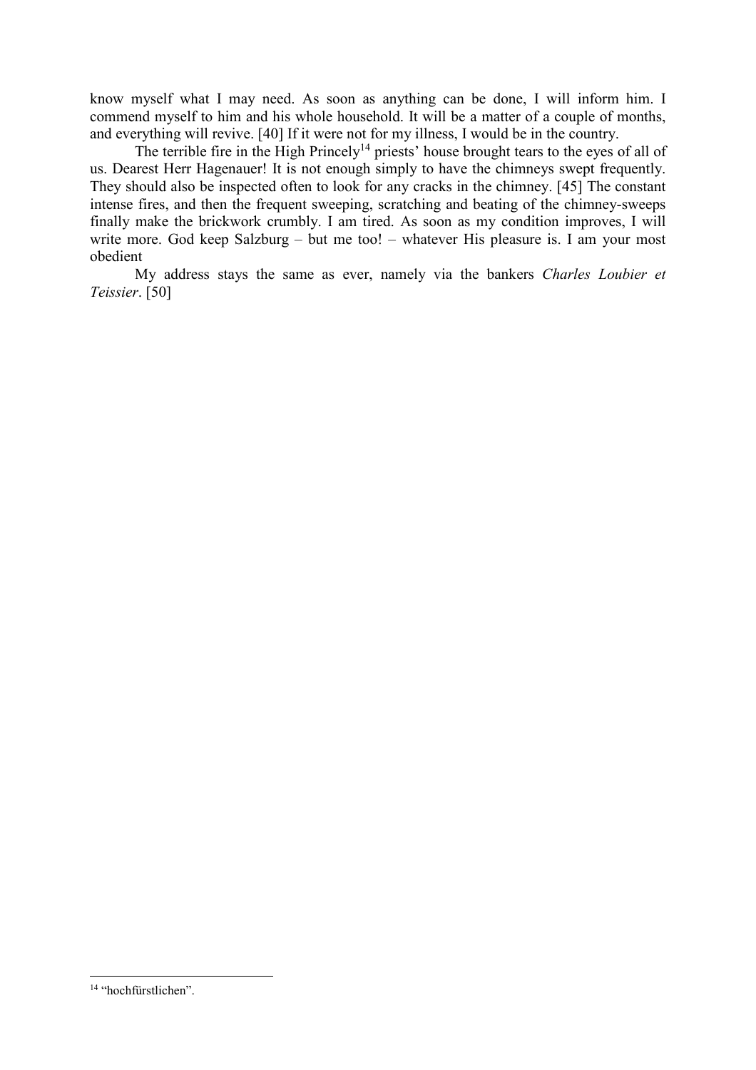know myself what I may need. As soon as anything can be done, I will inform him. I commend myself to him and his whole household. It will be a matter of a couple of months, and everything will revive. [40] If it were not for my illness, I would be in the country.

The terrible fire in the High Princely[14] priests' house brought tears to the eyes of all of us. Dearest Herr Hagenauer! It is not enough simply to have the chimneys swept frequently. They should also be inspected often to look for any cracks in the chimney. [45] The constant intense fires, and then the frequent sweeping, scratching and beating of the chimney-sweeps finally make the brickwork crumbly. I am tired. As soon as my condition improves, I will write more. God keep Salzburg – but me too! – whatever His pleasure is. I am your most obedient

My address stays the same as ever, namely via the bankers *Charles Loubier et Teissier*. [50]

---

[14] "hochfürstlichen".